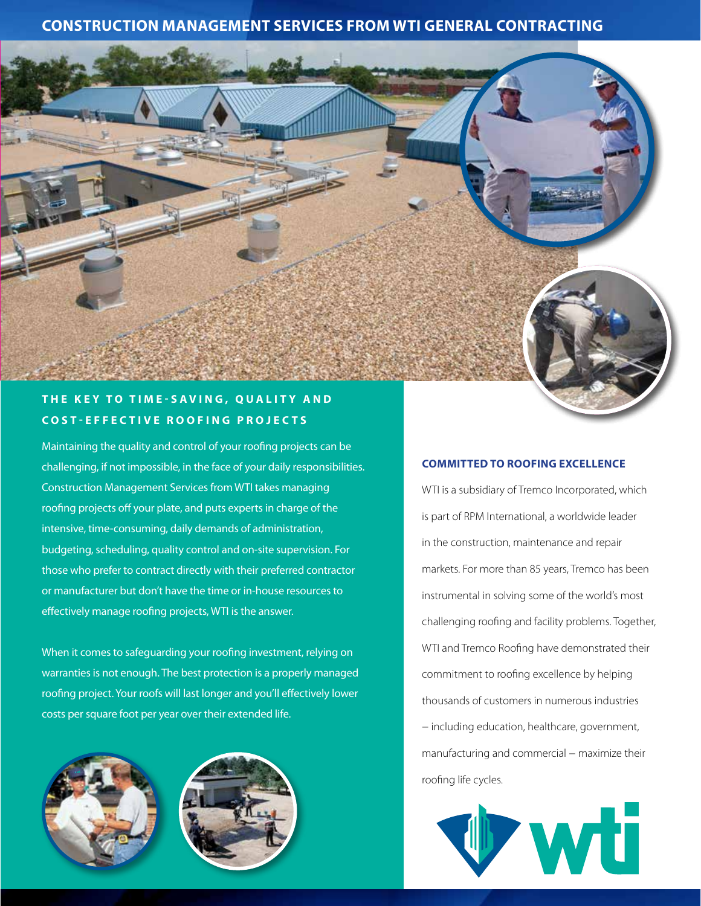# CONSTRUCTION MANAGEMENT SERVICES FROM WTI GENERAL CONTRACTING

## THE KEY TO TIME-SAVING, QUALITY AND COST-EFFECTIVE ROOFING PROJECTS

Maintaining the quality and control of your roofing projects can be challenging, if not impossible, in the face of your daily responsibilities. Construction Management Services from WTI takes managing roofing projects off your plate, and puts experts in charge of the intensive, time-consuming, daily demands of administration, budgeting, scheduling, quality control and on-site supervision. For those who prefer to contract directly with their preferred contractor or manufacturer but don't have the time or in-house resources to effectively manage roofing projects, WTI is the answer.

When it comes to safeguarding your roofing investment, relying on warranties is not enough. The best protection is a properly managed roofing project. Your roofs will last longer and you'll effectively lower costs per square foot per year over their extended life.

### COMMITTED TO ROOFING EXCELLENCE

WTI is a subsidiary of Tremco Incorporated, which is part of RPM International, a worldwide leader in the construction, maintenance and repair markets. For more than 85 years, Tremco has been instrumental in solving some of the world's most challenging roofing and facility problems. Together, WTI and Tremco Roofing have demonstrated their commitment to roofing excellence by helping thousands of customers in numerous industries – including education, healthcare, government, manufacturing and commercial – maximize their roofing life cycles.

wti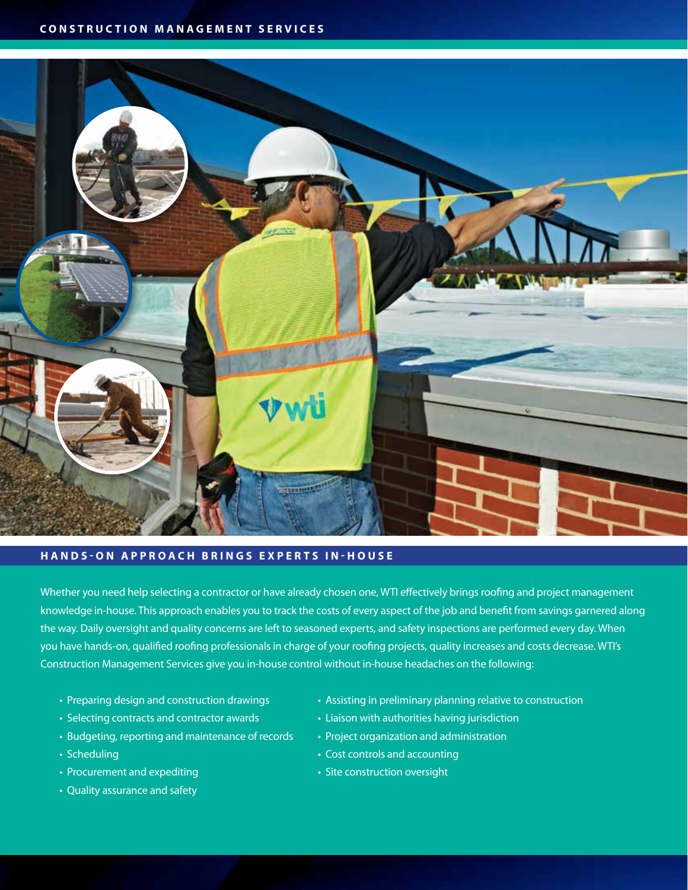# CONSTRUCTION MANAGEMENT SERVICES

## HANDS-ON APPROACH BRINGS EXPERTS IN-HOUSE

Whether you need help selecting a contractor or have already chosen one, WTI effectively brings roofing and project management knowledge in-house. This approach enables you to track the costs of every aspect of the job and benefit from savings garnered along the way. Daily oversight and quality concerns are left to seasoned experts, and safety inspections are performed every day. When you have hands-on, qualified roofing professionals in charge of your roofing projects, quality increases and costs decrease. WTI's Construction Management Services give you in-house control without in-house headaches on the following:

- Preparing design and construction drawings
- Selecting contracts and contractor awards
- Budgeting, reporting and maintenance of records
- Scheduling
- Procurement and expediting
- Quality assurance and safety
- Assisting in preliminary planning relative to construction
- Liaison with authorities having jurisdiction
- Project organization and administration
- Cost controls and accounting
- Site construction oversight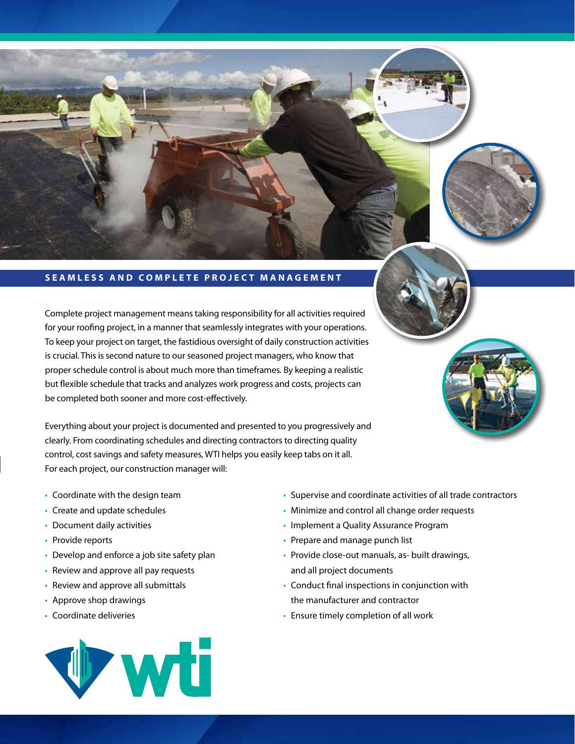## SEAMLESS AND COMPLETE PROJECT MANAGEMENT

Complete project management means taking responsibility for all activities required for your roofing project, in a manner that seamlessly integrates with your operations. To keep your project on target, the fastidious oversight of daily construction activities is crucial. This is second nature to our seasoned project managers, who know that proper schedule control is about much more than timeframes. By keeping a realistic but flexible schedule that tracks and analyzes work progress and costs, projects can be completed both sooner and more cost-effectively.

Everything about your project is documented and presented to you progressively and clearly. From coordinating schedules and directing contractors to directing quality control, cost savings and safety measures, WTI helps you easily keep tabs on it all. For each project, our construction manager will:

- Coordinate with the design team
- Create and update schedules
- Document daily activities
- Provide reports
- Develop and enforce a job site safety plan
- Review and approve all pay requests
- Review and approve all submittals
- Approve shop drawings
- Coordinate deliveries
- Supervise and coordinate activities of all trade contractors
- Minimize and control all change order requests
- Implement a Quality Assurance Program
- Prepare and manage punch list
- Provide close-out manuals, as- built drawings, and all project documents
- Conduct final inspections in conjunction with the manufacturer and contractor
- Ensure timely completion of all work

wti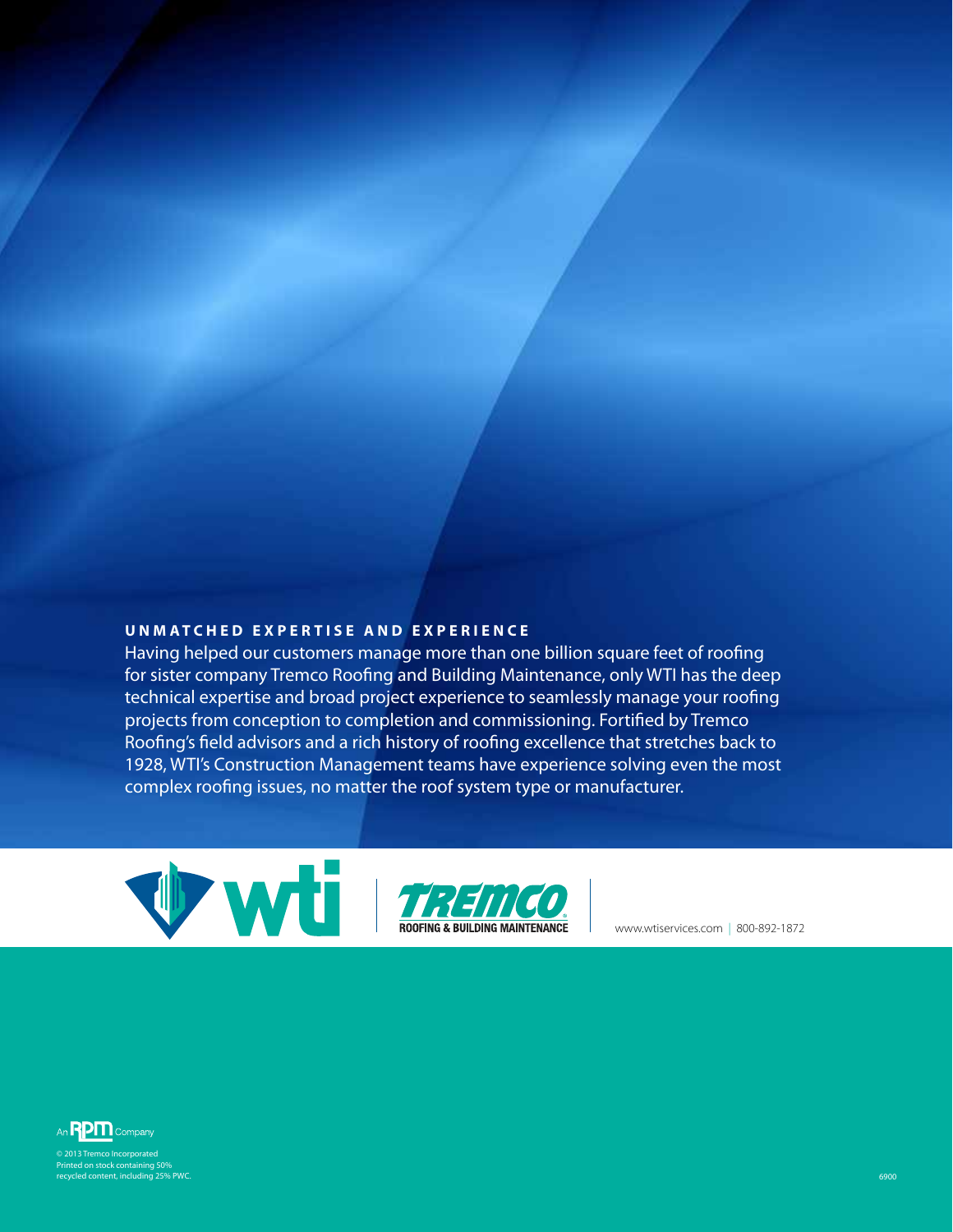## UNMATCHED EXPERTISE AND EXPERIENCE

Having helped our customers manage more than one billion square feet of roofing for sister company Tremco Roofing and Building Maintenance, only WTI has the deep technical expertise and broad project experience to seamlessly manage your roofing projects from conception to completion and commissioning. Fortified by Tremco Roofing's field advisors and a rich history of roofing excellence that stretches back to 1928, WTI's Construction Management teams have experience solving even the most complex roofing issues, no matter the roof system type or manufacturer.

wti | TREMCO ROOFING & BUILDING MAINTENANCE

www.wtiservices.com | 800-892-1872

An RPM Company

© 2013 Tremco Incorporated
Printed on stock containing 50% recycled content, including 25% PWC.

6900